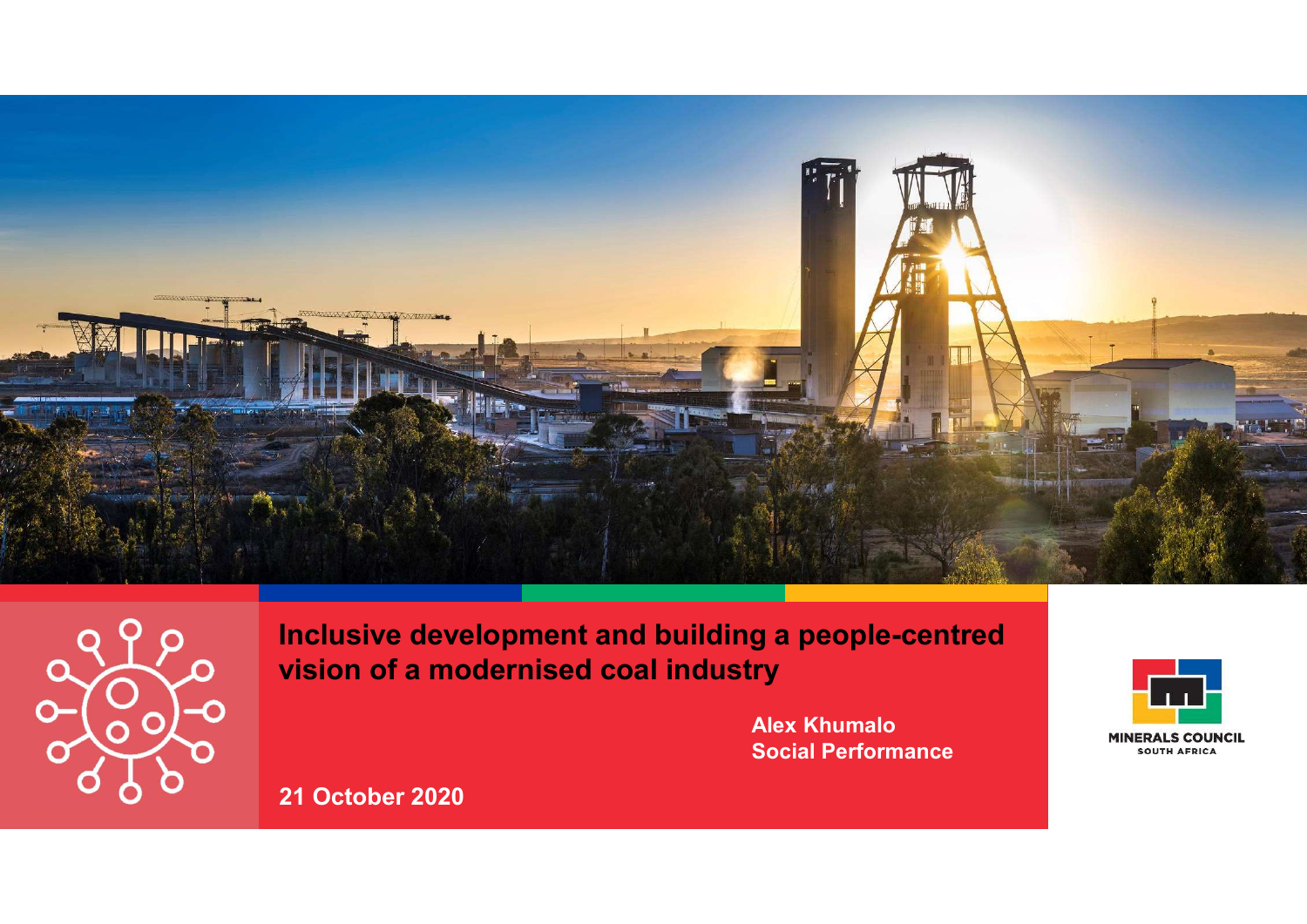# Inclusive development and building a people-centred vision of a modernised coal industry

**Alex Khumalo**
**Social Performance**

**21 October 2020**

MINERALS COUNCIL
SOUTH AFRICA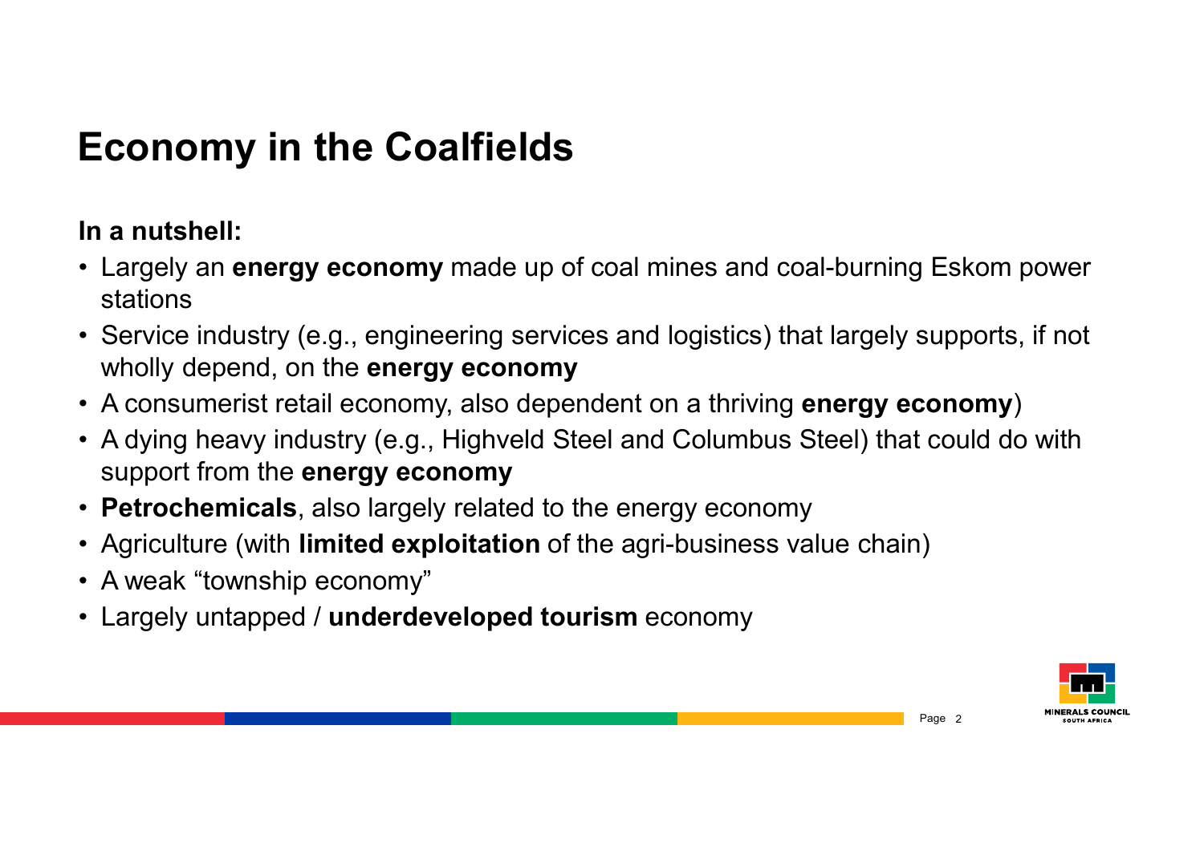# Economy in the Coalfields

**In a nutshell:**

- Largely an **energy economy** made up of coal mines and coal-burning Eskom power stations
- Service industry (e.g., engineering services and logistics) that largely supports, if not wholly depend, on the **energy economy**
- A consumerist retail economy, also dependent on a thriving **energy economy**)
- A dying heavy industry (e.g., Highveld Steel and Columbus Steel) that could do with support from the **energy economy**
- **Petrochemicals**, also largely related to the energy economy
- Agriculture (with **limited exploitation** of the agri-business value chain)
- A weak "township economy"
- Largely untapped / **underdeveloped tourism** economy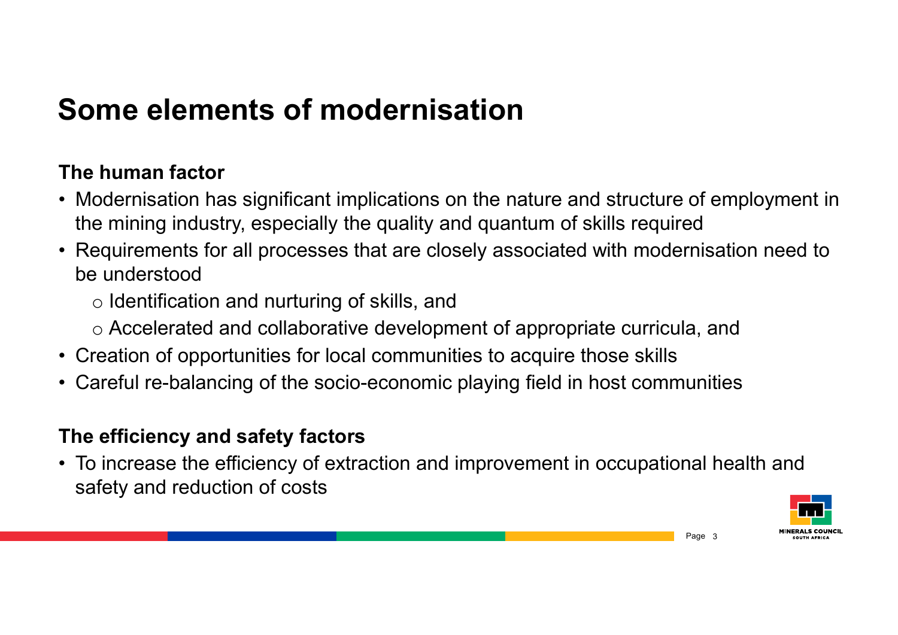# Some elements of modernisation

**The human factor**

- Modernisation has significant implications on the nature and structure of employment in the mining industry, especially the quality and quantum of skills required
- Requirements for all processes that are closely associated with modernisation need to be understood
    - Identification and nurturing of skills, and
    - Accelerated and collaborative development of appropriate curricula, and
- Creation of opportunities for local communities to acquire those skills
- Careful re-balancing of the socio-economic playing field in host communities

**The efficiency and safety factors**

- To increase the efficiency of extraction and improvement in occupational health and safety and reduction of costs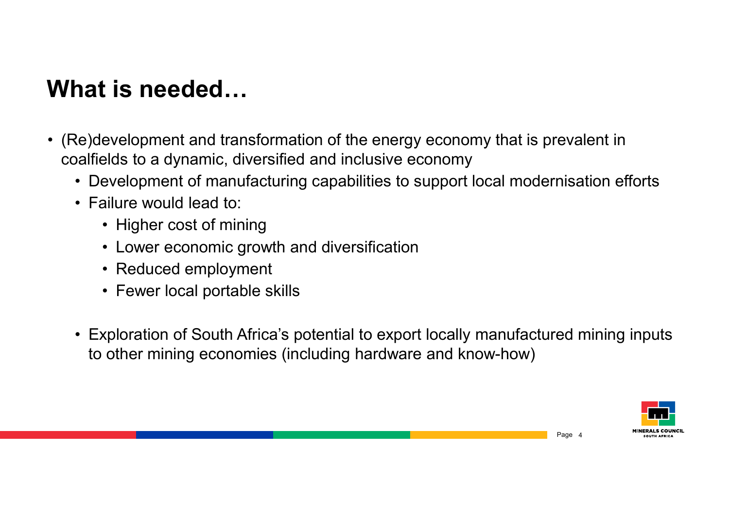# What is needed…

- (Re)development and transformation of the energy economy that is prevalent in coalfields to a dynamic, diversified and inclusive economy
  - Development of manufacturing capabilities to support local modernisation efforts
  - Failure would lead to:
    - Higher cost of mining
    - Lower economic growth and diversification
    - Reduced employment
    - Fewer local portable skills

  - Exploration of South Africa's potential to export locally manufactured mining inputs to other mining economies (including hardware and know-how)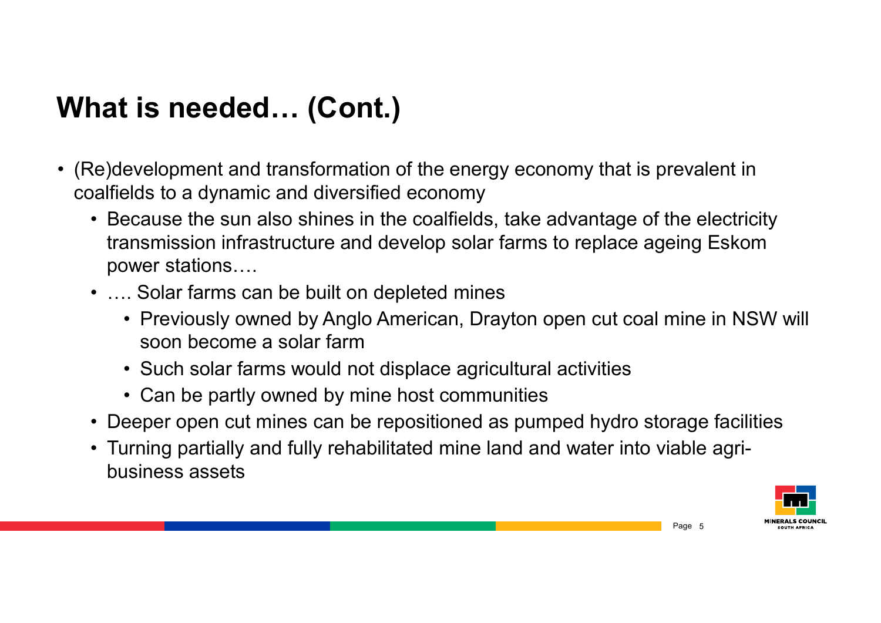# What is needed… (Cont.)

- (Re)development and transformation of the energy economy that is prevalent in coalfields to a dynamic and diversified economy
  - Because the sun also shines in the coalfields, take advantage of the electricity transmission infrastructure and develop solar farms to replace ageing Eskom power stations….
  - …. Solar farms can be built on depleted mines
    - Previously owned by Anglo American, Drayton open cut coal mine in NSW will soon become a solar farm
    - Such solar farms would not displace agricultural activities
    - Can be partly owned by mine host communities
  - Deeper open cut mines can be repositioned as pumped hydro storage facilities
  - Turning partially and fully rehabilitated mine land and water into viable agri-business assets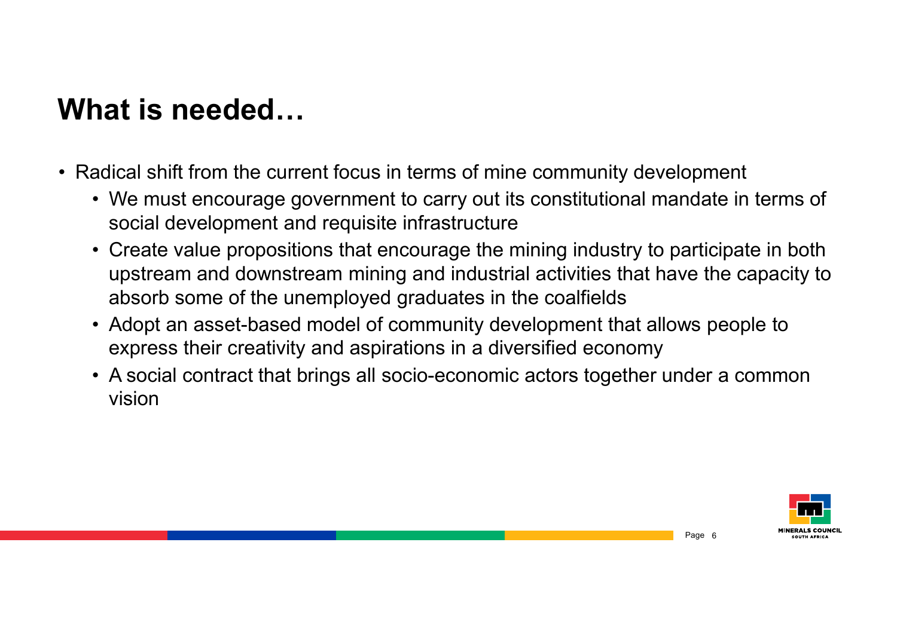# What is needed…

- Radical shift from the current focus in terms of mine community development
  - We must encourage government to carry out its constitutional mandate in terms of social development and requisite infrastructure
  - Create value propositions that encourage the mining industry to participate in both upstream and downstream mining and industrial activities that have the capacity to absorb some of the unemployed graduates in the coalfields
  - Adopt an asset-based model of community development that allows people to express their creativity and aspirations in a diversified economy
  - A social contract that brings all socio-economic actors together under a common vision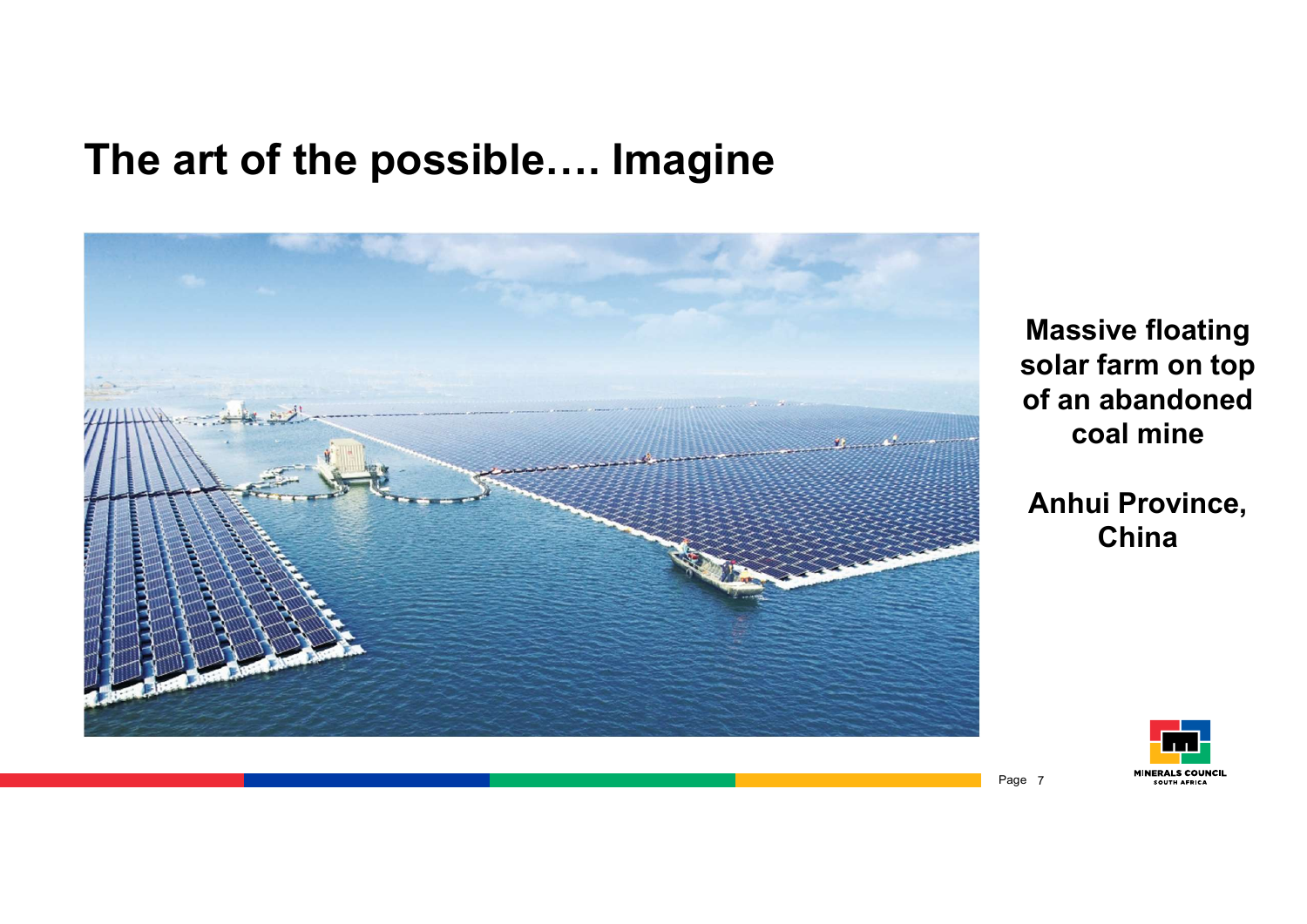# The art of the possible…. Imagine

**Massive floating solar farm on top of an abandoned coal mine**

**Anhui Province, China**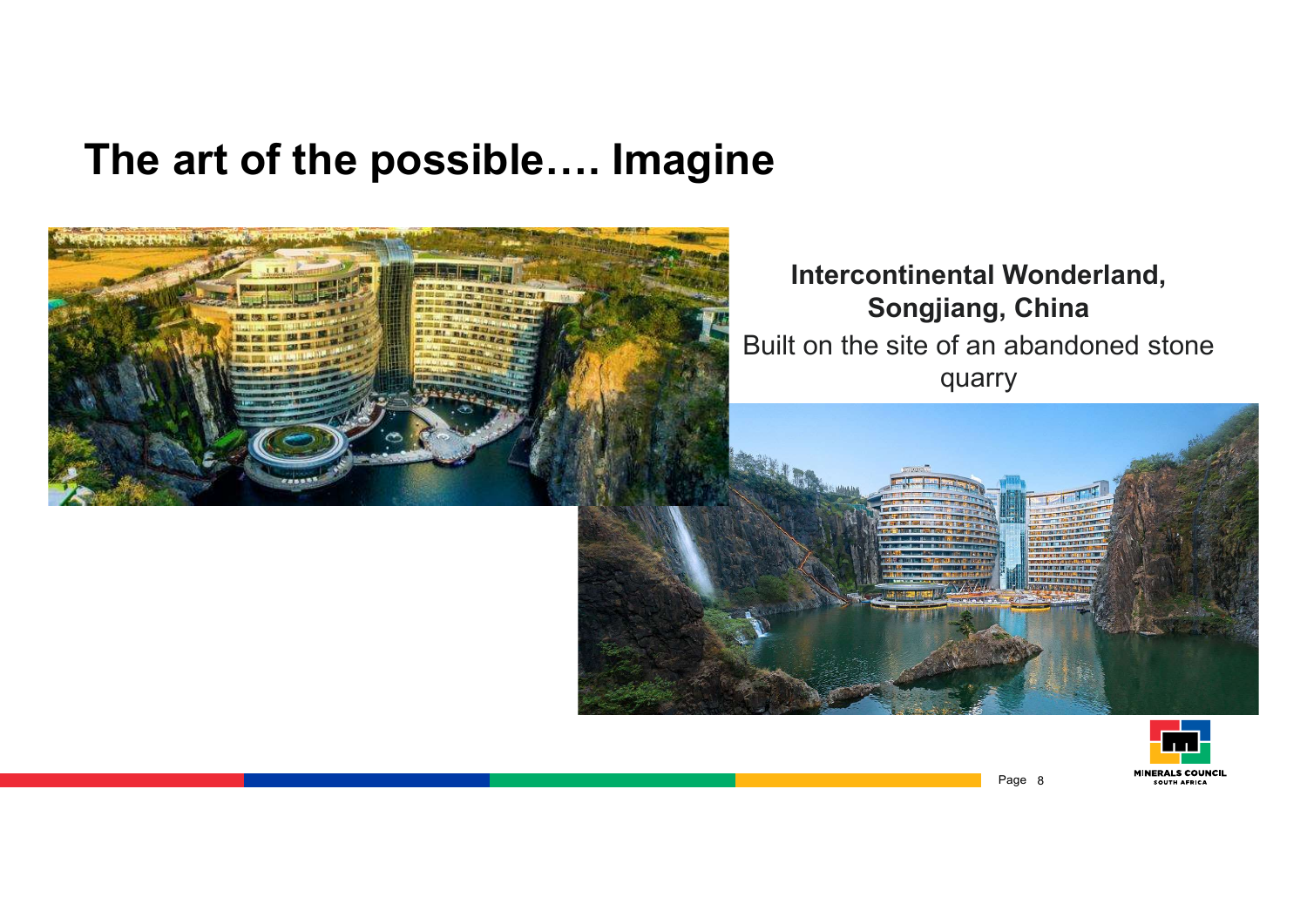# The art of the possible…. Imagine

**Intercontinental Wonderland, Songjiang, China**

Built on the site of an abandoned stone quarry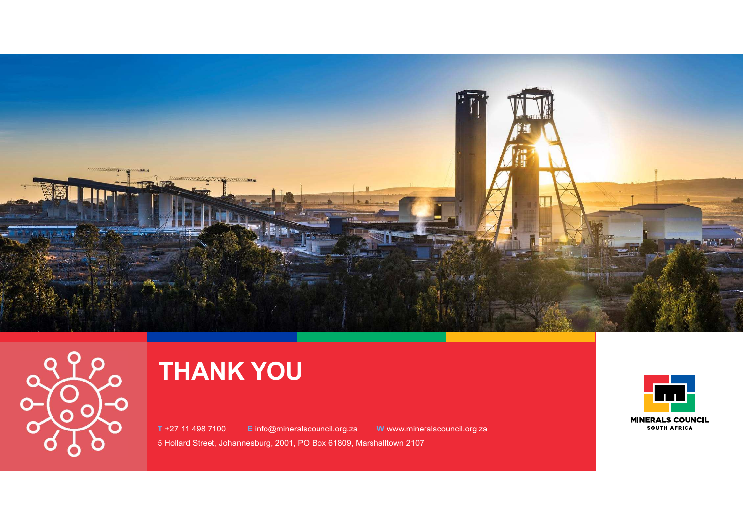# THANK YOU

**T** +27 11 498 7100 **E** info@mineralscouncil.org.za **W** www.mineralscouncil.org.za

5 Hollard Street, Johannesburg, 2001, PO Box 61809, Marshalltown 2107

MINERALS COUNCIL
SOUTH AFRICA